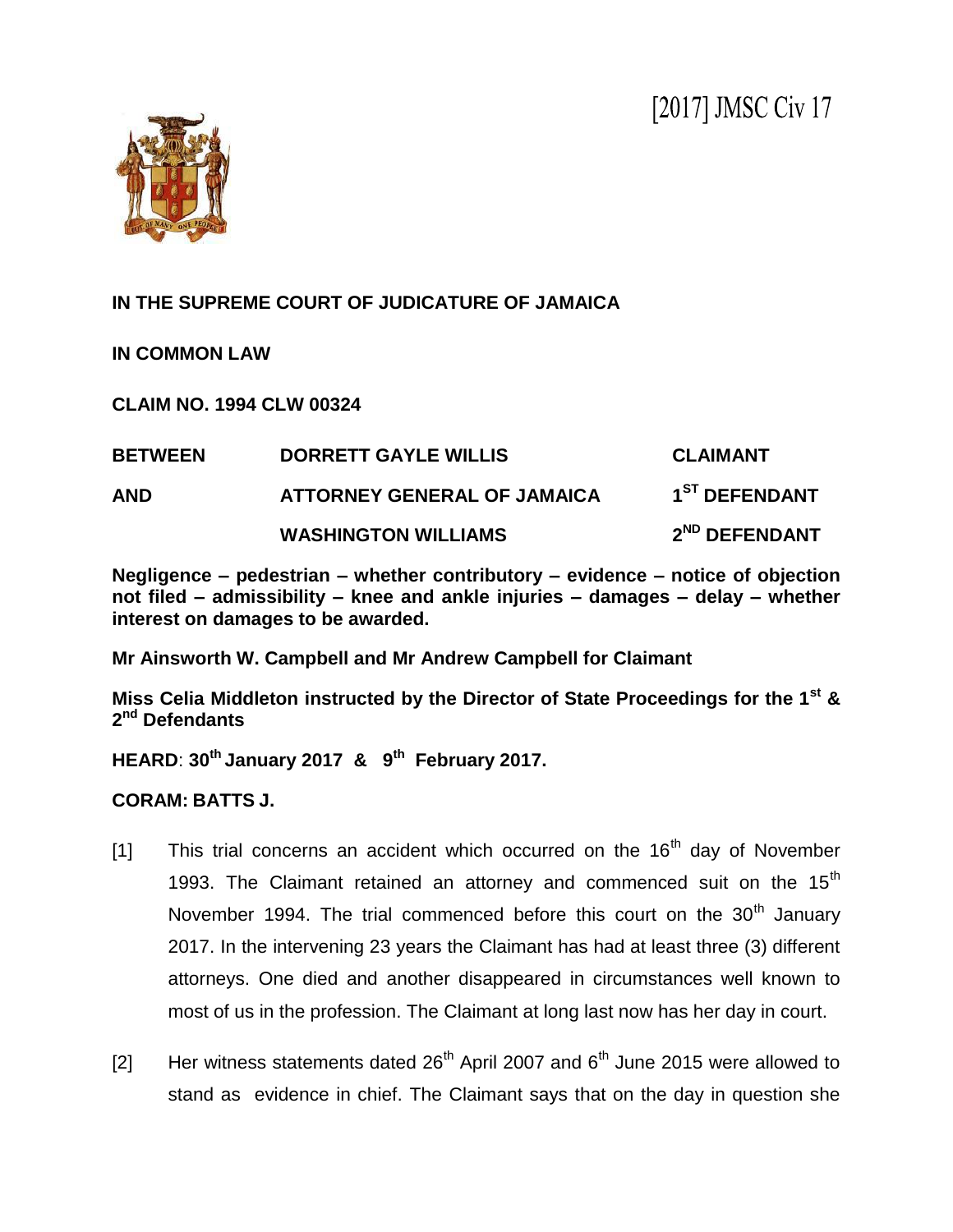[2017] JMSC Civ 17

**IN THE SUPREME COURT OF JUDICATURE OF JAMAICA**

**IN COMMON LAW**

**CLAIM NO. 1994 CLW 00324**

| | | |
|---|---|---|
| **BETWEEN** | **DORRETT GAYLE WILLIS** | **CLAIMANT** |
| **AND** | **ATTORNEY GENERAL OF JAMAICA** | **1ST DEFENDANT** |
| | **WASHINGTON WILLIAMS** | **2ND DEFENDANT** |

**Negligence – pedestrian – whether contributory – evidence – notice of objection not filed – admissibility – knee and ankle injuries – damages – delay – whether interest on damages to be awarded.**

**Mr Ainsworth W. Campbell and Mr Andrew Campbell for Claimant**

**Miss Celia Middleton instructed by the Director of State Proceedings for the 1st & 2nd Defendants**

**HEARD**: **30th January 2017 & 9th February 2017.**

**CORAM: BATTS J.**

[1] This trial concerns an accident which occurred on the 16th day of November 1993. The Claimant retained an attorney and commenced suit on the 15th November 1994. The trial commenced before this court on the 30th January 2017. In the intervening 23 years the Claimant has had at least three (3) different attorneys. One died and another disappeared in circumstances well known to most of us in the profession. The Claimant at long last now has her day in court.

[2] Her witness statements dated 26th April 2007 and 6th June 2015 were allowed to stand as evidence in chief. The Claimant says that on the day in question she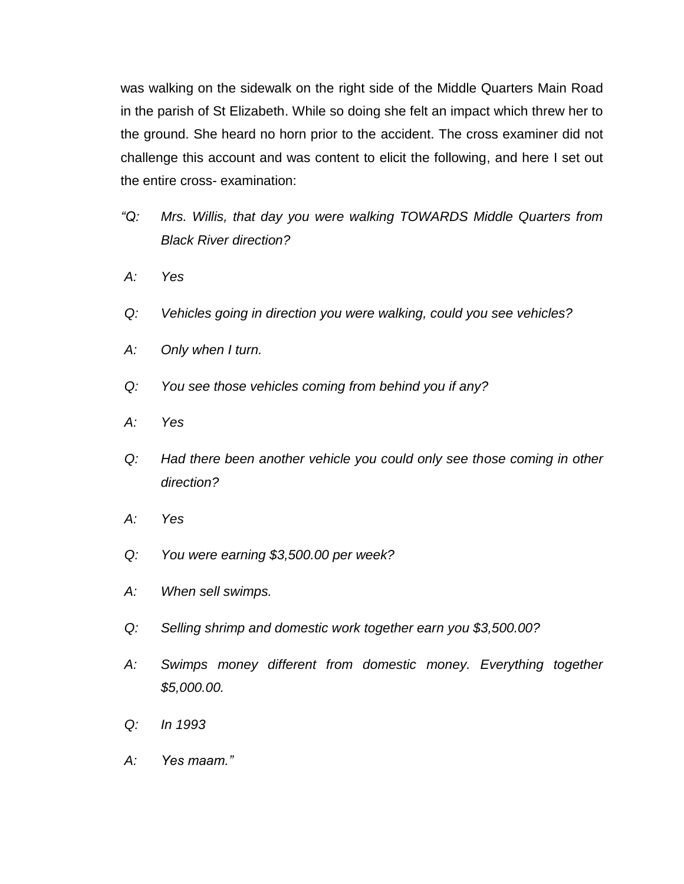was walking on the sidewalk on the right side of the Middle Quarters Main Road in the parish of St Elizabeth. While so doing she felt an impact which threw her to the ground. She heard no horn prior to the accident. The cross examiner did not challenge this account and was content to elicit the following, and here I set out the entire cross- examination:

*"Q: Mrs. Willis, that day you were walking TOWARDS Middle Quarters from Black River direction?*

*A: Yes*

*Q: Vehicles going in direction you were walking, could you see vehicles?*

*A: Only when I turn.*

*Q: You see those vehicles coming from behind you if any?*

*A: Yes*

*Q: Had there been another vehicle you could only see those coming in other direction?*

*A: Yes*

*Q: You were earning $3,500.00 per week?*

*A: When sell swimps.*

*Q: Selling shrimp and domestic work together earn you $3,500.00?*

*A: Swimps money different from domestic money. Everything together $5,000.00.*

*Q: In 1993*

*A: Yes maam."*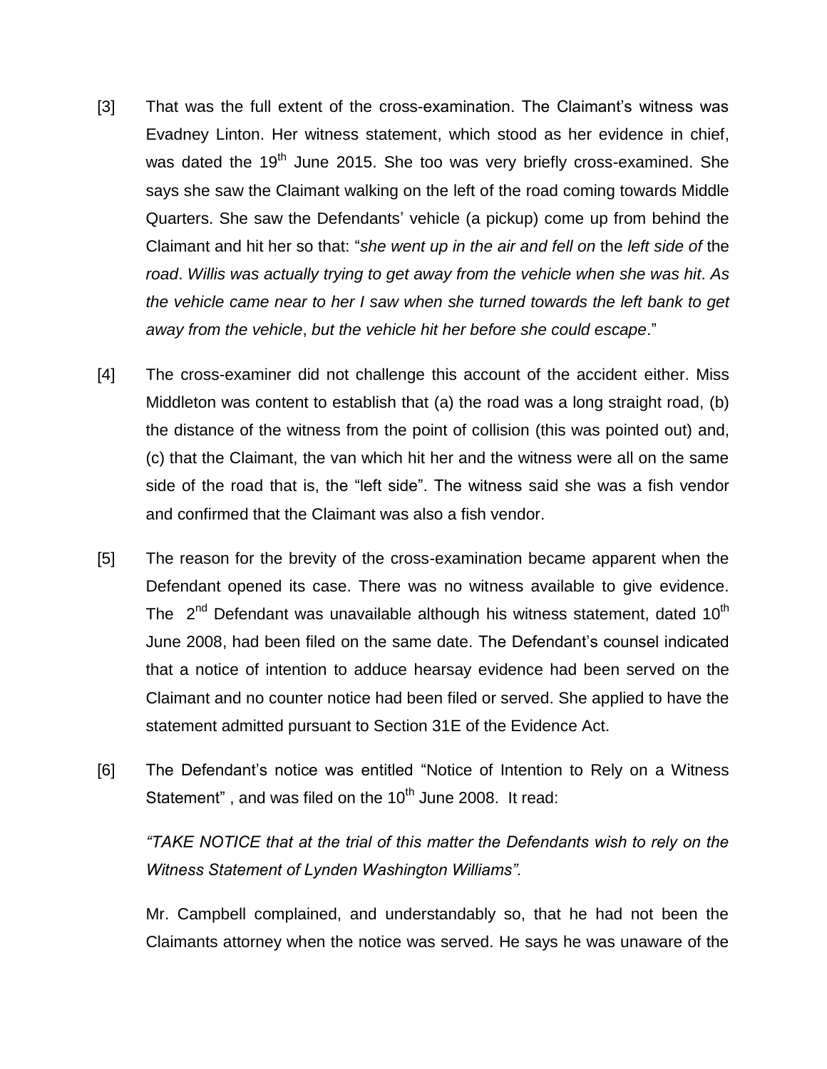[3] That was the full extent of the cross-examination. The Claimant's witness was Evadney Linton. Her witness statement, which stood as her evidence in chief, was dated the 19th June 2015. She too was very briefly cross-examined. She says she saw the Claimant walking on the left of the road coming towards Middle Quarters. She saw the Defendants' vehicle (a pickup) come up from behind the Claimant and hit her so that: "*she went up in the air and fell on* the *left side of* the *road*. *Willis was actually trying to get away from the vehicle when she was hit*. *As the vehicle came near to her I saw when she turned towards the left bank to get away from the vehicle*, *but the vehicle hit her before she could escape*."

[4] The cross-examiner did not challenge this account of the accident either. Miss Middleton was content to establish that (a) the road was a long straight road, (b) the distance of the witness from the point of collision (this was pointed out) and, (c) that the Claimant, the van which hit her and the witness were all on the same side of the road that is, the "left side". The witness said she was a fish vendor and confirmed that the Claimant was also a fish vendor.

[5] The reason for the brevity of the cross-examination became apparent when the Defendant opened its case. There was no witness available to give evidence. The 2nd Defendant was unavailable although his witness statement, dated 10th June 2008, had been filed on the same date. The Defendant's counsel indicated that a notice of intention to adduce hearsay evidence had been served on the Claimant and no counter notice had been filed or served. She applied to have the statement admitted pursuant to Section 31E of the Evidence Act.

[6] The Defendant's notice was entitled "Notice of Intention to Rely on a Witness Statement" , and was filed on the 10th June 2008. It read:

*"TAKE NOTICE that at the trial of this matter the Defendants wish to rely on the Witness Statement of Lynden Washington Williams".*

Mr. Campbell complained, and understandably so, that he had not been the Claimants attorney when the notice was served. He says he was unaware of the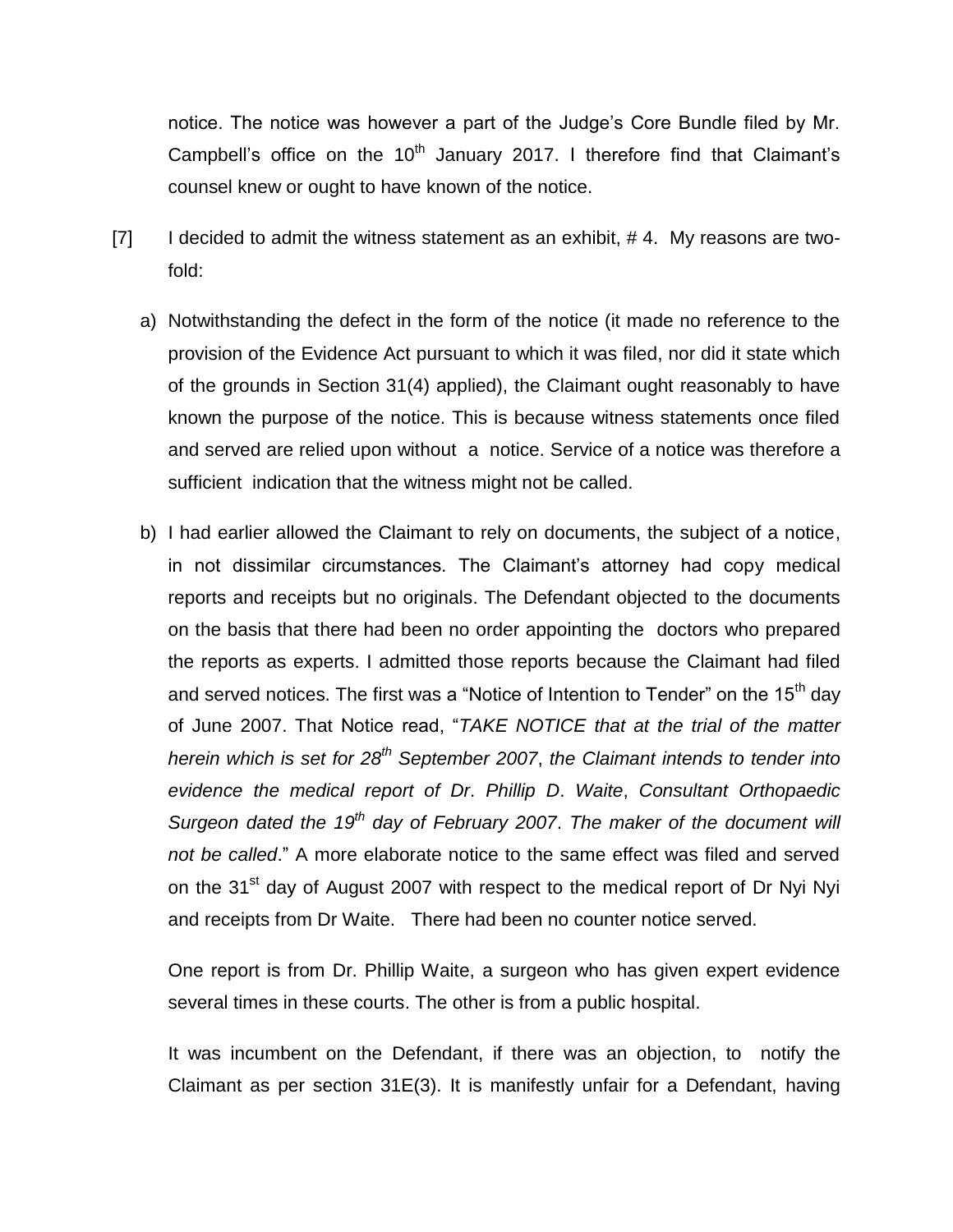notice. The notice was however a part of the Judge's Core Bundle filed by Mr. Campbell's office on the 10th January 2017. I therefore find that Claimant's counsel knew or ought to have known of the notice.

[7] I decided to admit the witness statement as an exhibit, # 4. My reasons are two-fold:

a) Notwithstanding the defect in the form of the notice (it made no reference to the provision of the Evidence Act pursuant to which it was filed, nor did it state which of the grounds in Section 31(4) applied), the Claimant ought reasonably to have known the purpose of the notice. This is because witness statements once filed and served are relied upon without a notice. Service of a notice was therefore a sufficient indication that the witness might not be called.

b) I had earlier allowed the Claimant to rely on documents, the subject of a notice, in not dissimilar circumstances. The Claimant's attorney had copy medical reports and receipts but no originals. The Defendant objected to the documents on the basis that there had been no order appointing the doctors who prepared the reports as experts. I admitted those reports because the Claimant had filed and served notices. The first was a "Notice of Intention to Tender" on the 15th day of June 2007. That Notice read, "*TAKE NOTICE that at the trial of the matter herein which is set for 28th September 2007, the Claimant intends to tender into evidence the medical report of Dr. Phillip D. Waite, Consultant Orthopaedic Surgeon dated the 19th day of February 2007. The maker of the document will not be called*." A more elaborate notice to the same effect was filed and served on the 31st day of August 2007 with respect to the medical report of Dr Nyi Nyi and receipts from Dr Waite. There had been no counter notice served.

One report is from Dr. Phillip Waite, a surgeon who has given expert evidence several times in these courts. The other is from a public hospital.

It was incumbent on the Defendant, if there was an objection, to notify the Claimant as per section 31E(3). It is manifestly unfair for a Defendant, having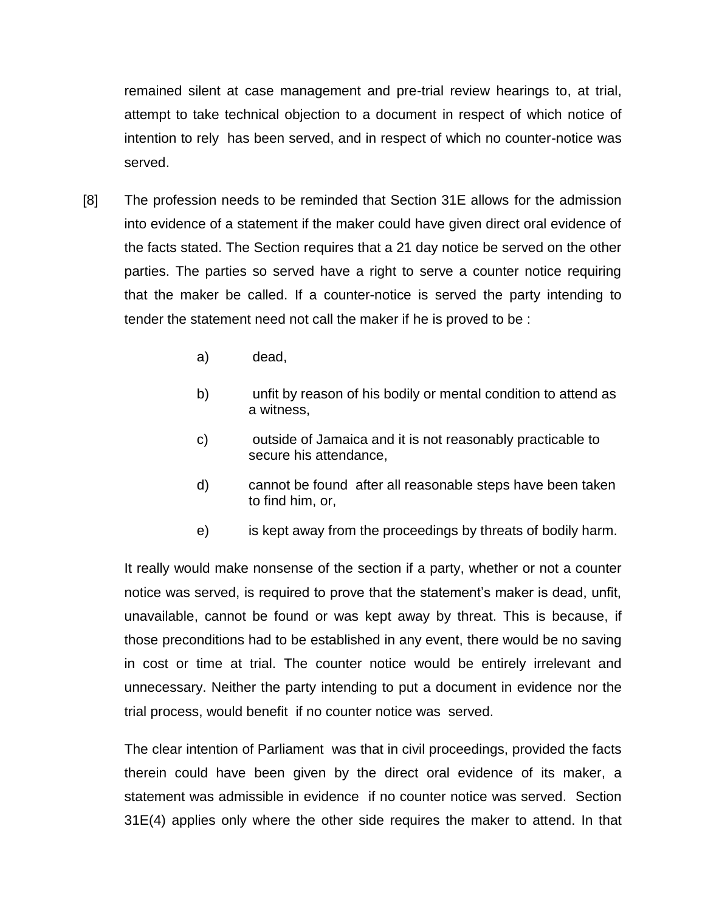remained silent at case management and pre-trial review hearings to, at trial, attempt to take technical objection to a document in respect of which notice of intention to rely has been served, and in respect of which no counter-notice was served.

[8] The profession needs to be reminded that Section 31E allows for the admission into evidence of a statement if the maker could have given direct oral evidence of the facts stated. The Section requires that a 21 day notice be served on the other parties. The parties so served have a right to serve a counter notice requiring that the maker be called. If a counter-notice is served the party intending to tender the statement need not call the maker if he is proved to be :

a) dead,

b) unfit by reason of his bodily or mental condition to attend as a witness,

c) outside of Jamaica and it is not reasonably practicable to secure his attendance,

d) cannot be found after all reasonable steps have been taken to find him, or,

e) is kept away from the proceedings by threats of bodily harm.

It really would make nonsense of the section if a party, whether or not a counter notice was served, is required to prove that the statement's maker is dead, unfit, unavailable, cannot be found or was kept away by threat. This is because, if those preconditions had to be established in any event, there would be no saving in cost or time at trial. The counter notice would be entirely irrelevant and unnecessary. Neither the party intending to put a document in evidence nor the trial process, would benefit if no counter notice was served.

The clear intention of Parliament was that in civil proceedings, provided the facts therein could have been given by the direct oral evidence of its maker, a statement was admissible in evidence if no counter notice was served. Section 31E(4) applies only where the other side requires the maker to attend. In that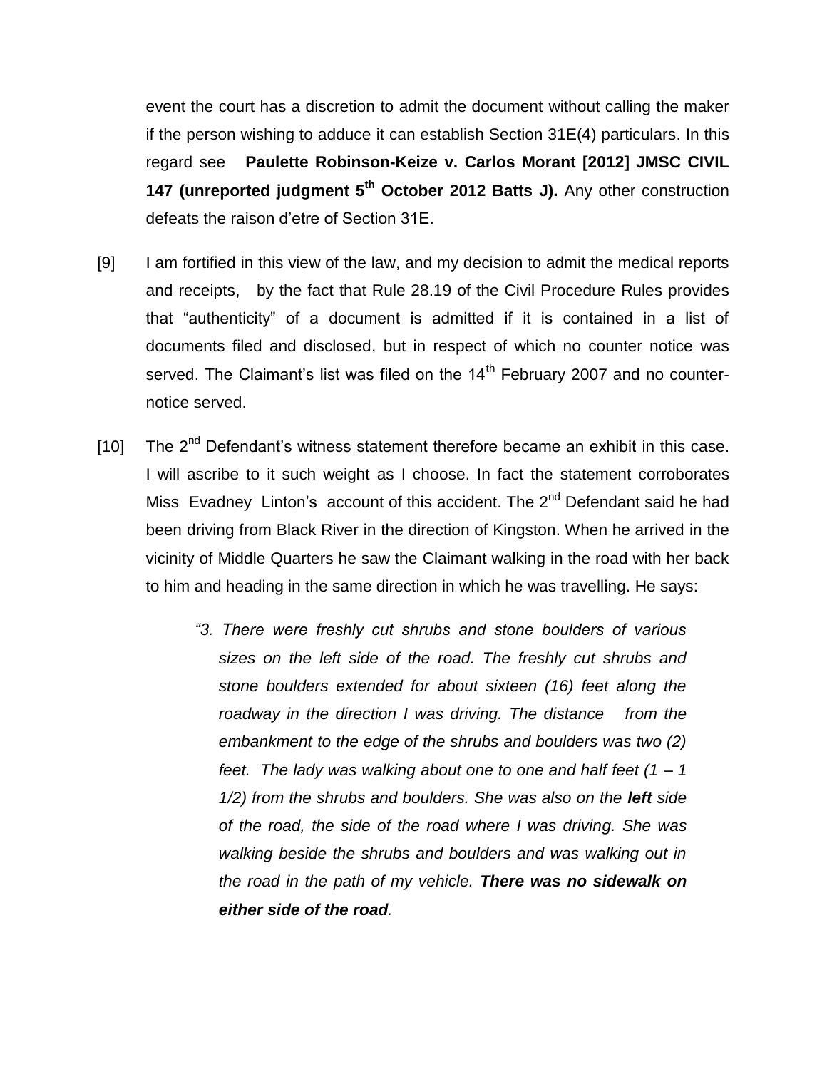event the court has a discretion to admit the document without calling the maker if the person wishing to adduce it can establish Section 31E(4) particulars. In this regard see **Paulette Robinson-Keize v. Carlos Morant [2012] JMSC CIVIL 147 (unreported judgment 5th October 2012 Batts J).** Any other construction defeats the raison d'etre of Section 31E.

[9] I am fortified in this view of the law, and my decision to admit the medical reports and receipts, by the fact that Rule 28.19 of the Civil Procedure Rules provides that "authenticity" of a document is admitted if it is contained in a list of documents filed and disclosed, but in respect of which no counter notice was served. The Claimant's list was filed on the 14th February 2007 and no counter-notice served.

[10] The 2nd Defendant's witness statement therefore became an exhibit in this case. I will ascribe to it such weight as I choose. In fact the statement corroborates Miss Evadney Linton's account of this accident. The 2nd Defendant said he had been driving from Black River in the direction of Kingston. When he arrived in the vicinity of Middle Quarters he saw the Claimant walking in the road with her back to him and heading in the same direction in which he was travelling. He says:

> *"3. There were freshly cut shrubs and stone boulders of various sizes on the left side of the road. The freshly cut shrubs and stone boulders extended for about sixteen (16) feet along the roadway in the direction I was driving. The distance from the embankment to the edge of the shrubs and boulders was two (2) feet. The lady was walking about one to one and half feet (1 – 1 1/2) from the shrubs and boulders. She was also on the* ***left*** *side of the road, the side of the road where I was driving. She was walking beside the shrubs and boulders and was walking out in the road in the path of my vehicle.* ***There was no sidewalk on either side of the road****.*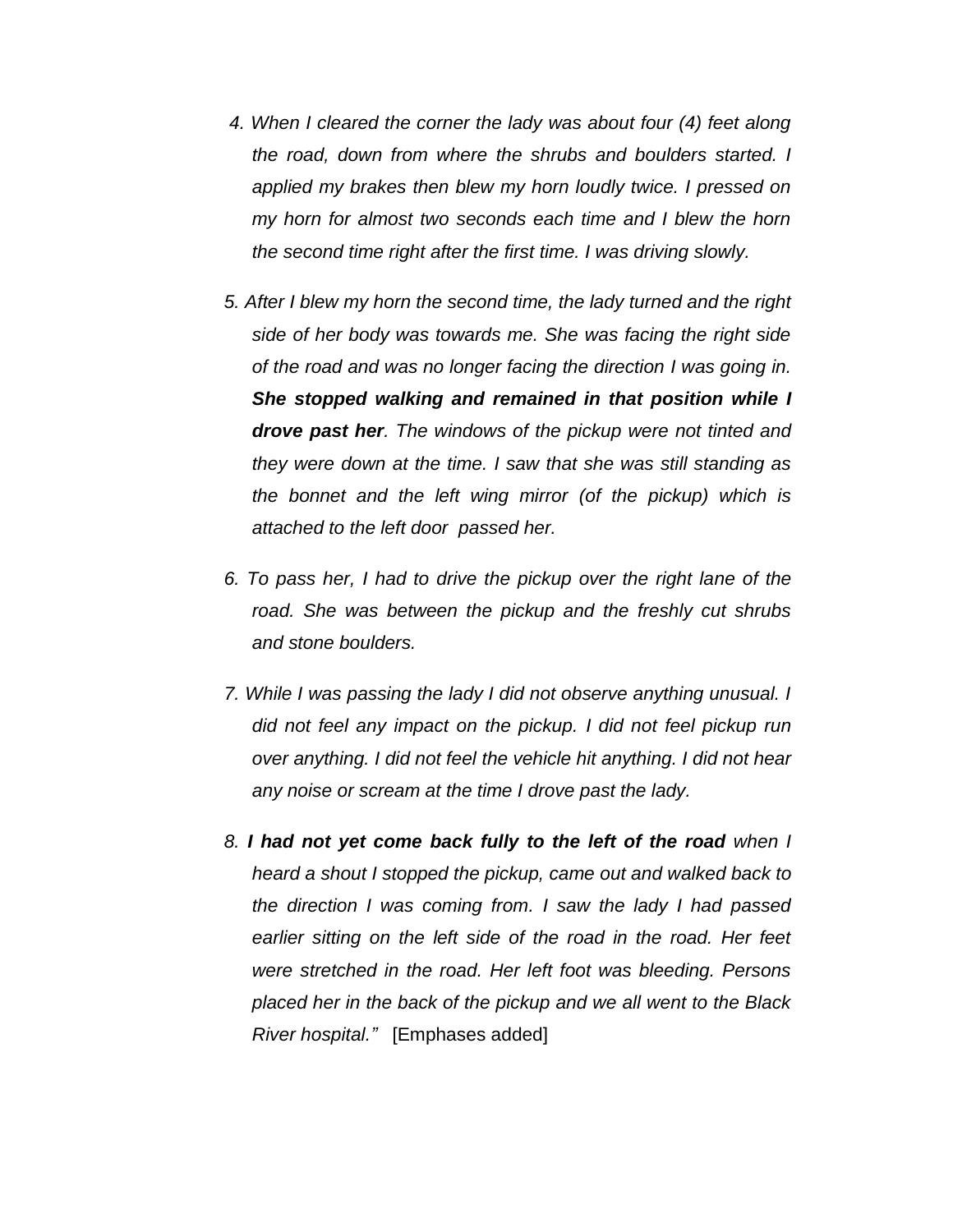4. *When I cleared the corner the lady was about four (4) feet along the road, down from where the shrubs and boulders started. I applied my brakes then blew my horn loudly twice. I pressed on my horn for almost two seconds each time and I blew the horn the second time right after the first time. I was driving slowly.*

5. *After I blew my horn the second time, the lady turned and the right side of her body was towards me. She was facing the right side of the road and was no longer facing the direction I was going in.* ***She stopped walking and remained in that position while I drove past her****. The windows of the pickup were not tinted and they were down at the time. I saw that she was still standing as the bonnet and the left wing mirror (of the pickup) which is attached to the left door passed her.*

6. *To pass her, I had to drive the pickup over the right lane of the road. She was between the pickup and the freshly cut shrubs and stone boulders.*

7. *While I was passing the lady I did not observe anything unusual. I did not feel any impact on the pickup. I did not feel pickup run over anything. I did not feel the vehicle hit anything. I did not hear any noise or scream at the time I drove past the lady.*

8. ***I had not yet come back fully to the left of the road*** *when I heard a shout I stopped the pickup, came out and walked back to the direction I was coming from. I saw the lady I had passed earlier sitting on the left side of the road in the road. Her feet were stretched in the road. Her left foot was bleeding. Persons placed her in the back of the pickup and we all went to the Black River hospital."* [Emphases added]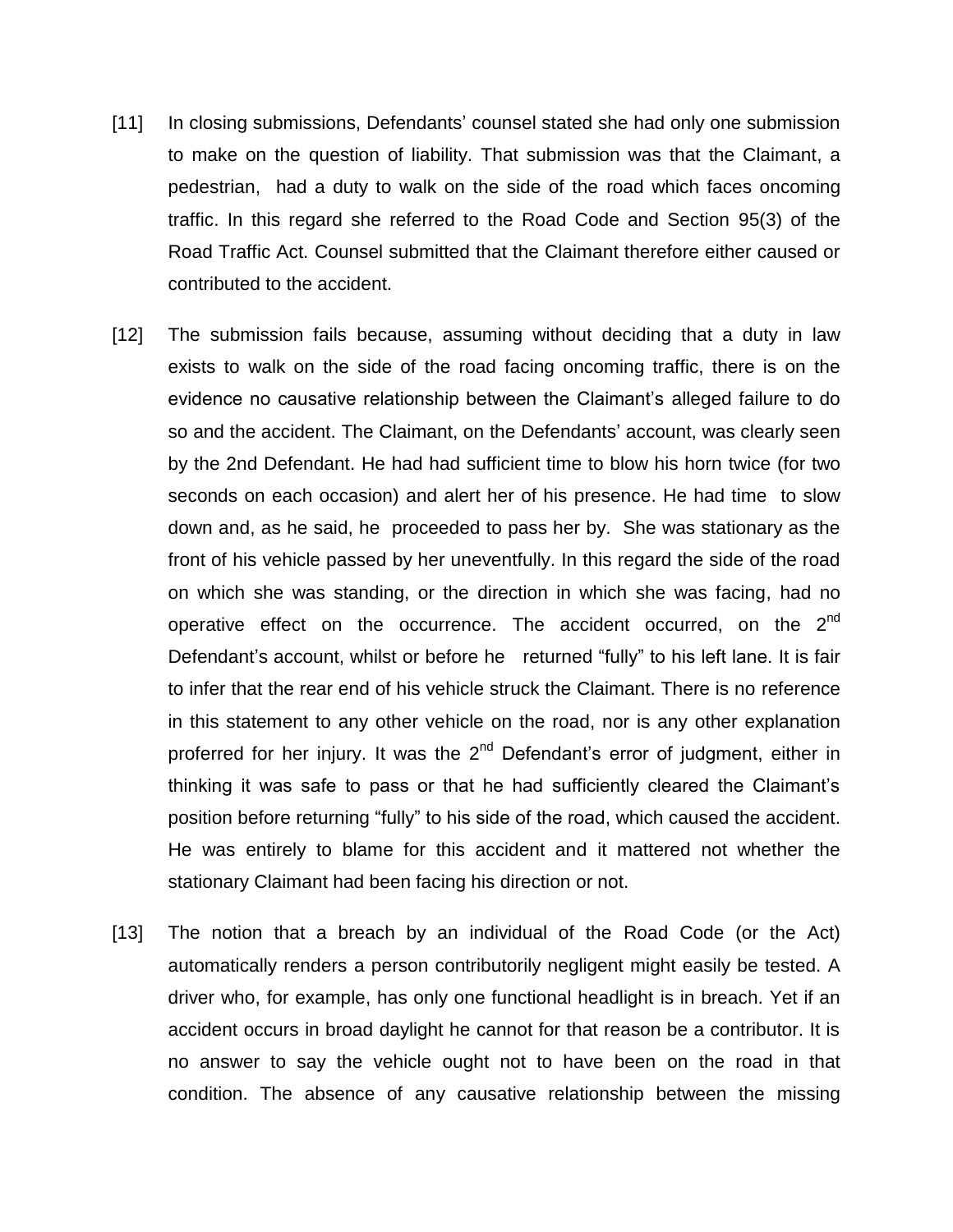[11] In closing submissions, Defendants' counsel stated she had only one submission to make on the question of liability. That submission was that the Claimant, a pedestrian, had a duty to walk on the side of the road which faces oncoming traffic. In this regard she referred to the Road Code and Section 95(3) of the Road Traffic Act. Counsel submitted that the Claimant therefore either caused or contributed to the accident.

[12] The submission fails because, assuming without deciding that a duty in law exists to walk on the side of the road facing oncoming traffic, there is on the evidence no causative relationship between the Claimant's alleged failure to do so and the accident. The Claimant, on the Defendants' account, was clearly seen by the 2nd Defendant. He had had sufficient time to blow his horn twice (for two seconds on each occasion) and alert her of his presence. He had time to slow down and, as he said, he proceeded to pass her by. She was stationary as the front of his vehicle passed by her uneventfully. In this regard the side of the road on which she was standing, or the direction in which she was facing, had no operative effect on the occurrence. The accident occurred, on the 2nd Defendant's account, whilst or before he returned "fully" to his left lane. It is fair to infer that the rear end of his vehicle struck the Claimant. There is no reference in this statement to any other vehicle on the road, nor is any other explanation proferred for her injury. It was the 2nd Defendant's error of judgment, either in thinking it was safe to pass or that he had sufficiently cleared the Claimant's position before returning "fully" to his side of the road, which caused the accident. He was entirely to blame for this accident and it mattered not whether the stationary Claimant had been facing his direction or not.

[13] The notion that a breach by an individual of the Road Code (or the Act) automatically renders a person contributorily negligent might easily be tested. A driver who, for example, has only one functional headlight is in breach. Yet if an accident occurs in broad daylight he cannot for that reason be a contributor. It is no answer to say the vehicle ought not to have been on the road in that condition. The absence of any causative relationship between the missing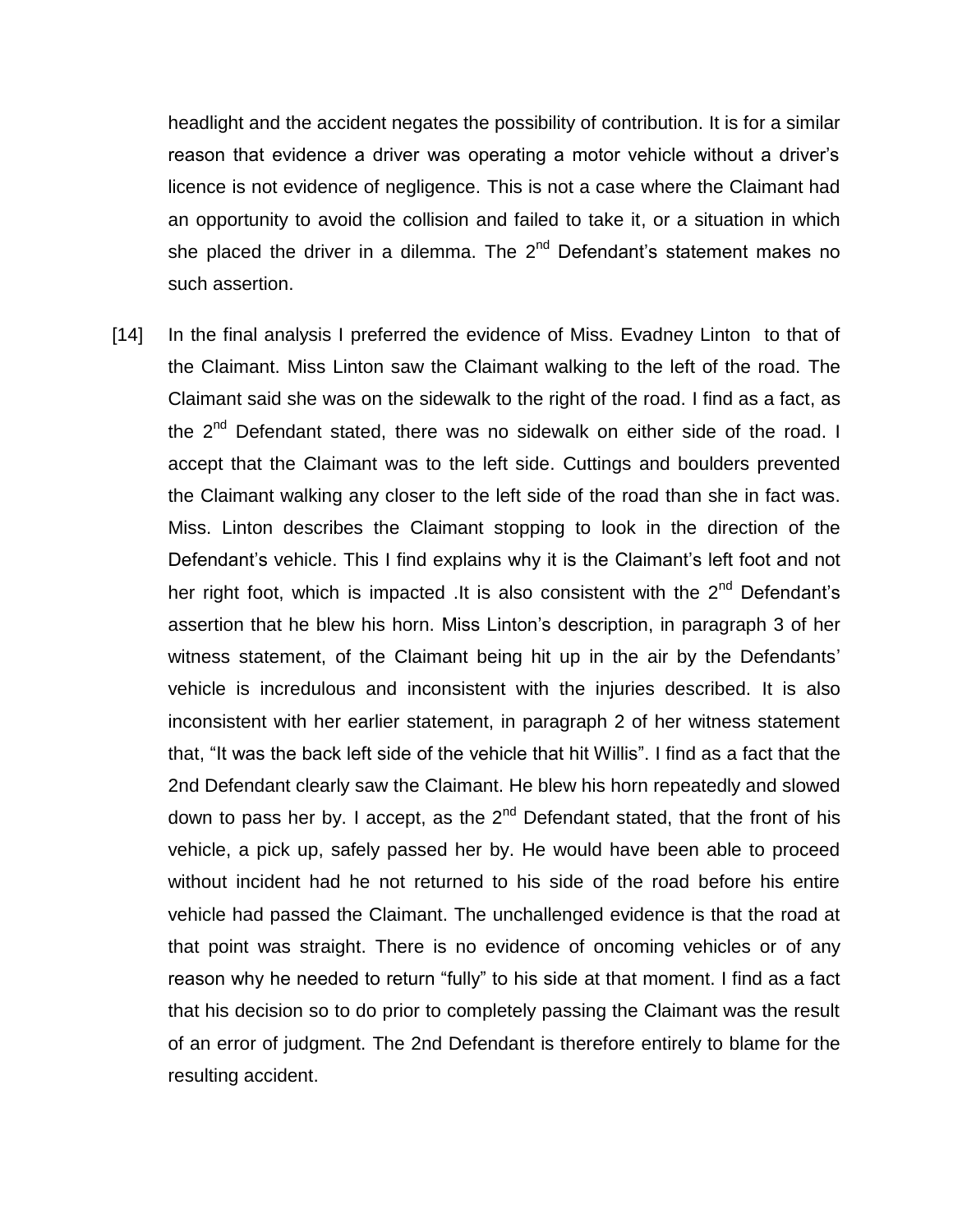headlight and the accident negates the possibility of contribution. It is for a similar reason that evidence a driver was operating a motor vehicle without a driver's licence is not evidence of negligence. This is not a case where the Claimant had an opportunity to avoid the collision and failed to take it, or a situation in which she placed the driver in a dilemma. The 2nd Defendant's statement makes no such assertion.

[14] In the final analysis I preferred the evidence of Miss. Evadney Linton to that of the Claimant. Miss Linton saw the Claimant walking to the left of the road. The Claimant said she was on the sidewalk to the right of the road. I find as a fact, as the 2nd Defendant stated, there was no sidewalk on either side of the road. I accept that the Claimant was to the left side. Cuttings and boulders prevented the Claimant walking any closer to the left side of the road than she in fact was. Miss. Linton describes the Claimant stopping to look in the direction of the Defendant's vehicle. This I find explains why it is the Claimant's left foot and not her right foot, which is impacted .It is also consistent with the 2nd Defendant's assertion that he blew his horn. Miss Linton's description, in paragraph 3 of her witness statement, of the Claimant being hit up in the air by the Defendants' vehicle is incredulous and inconsistent with the injuries described. It is also inconsistent with her earlier statement, in paragraph 2 of her witness statement that, "It was the back left side of the vehicle that hit Willis". I find as a fact that the 2nd Defendant clearly saw the Claimant. He blew his horn repeatedly and slowed down to pass her by. I accept, as the 2nd Defendant stated, that the front of his vehicle, a pick up, safely passed her by. He would have been able to proceed without incident had he not returned to his side of the road before his entire vehicle had passed the Claimant. The unchallenged evidence is that the road at that point was straight. There is no evidence of oncoming vehicles or of any reason why he needed to return "fully" to his side at that moment. I find as a fact that his decision so to do prior to completely passing the Claimant was the result of an error of judgment. The 2nd Defendant is therefore entirely to blame for the resulting accident.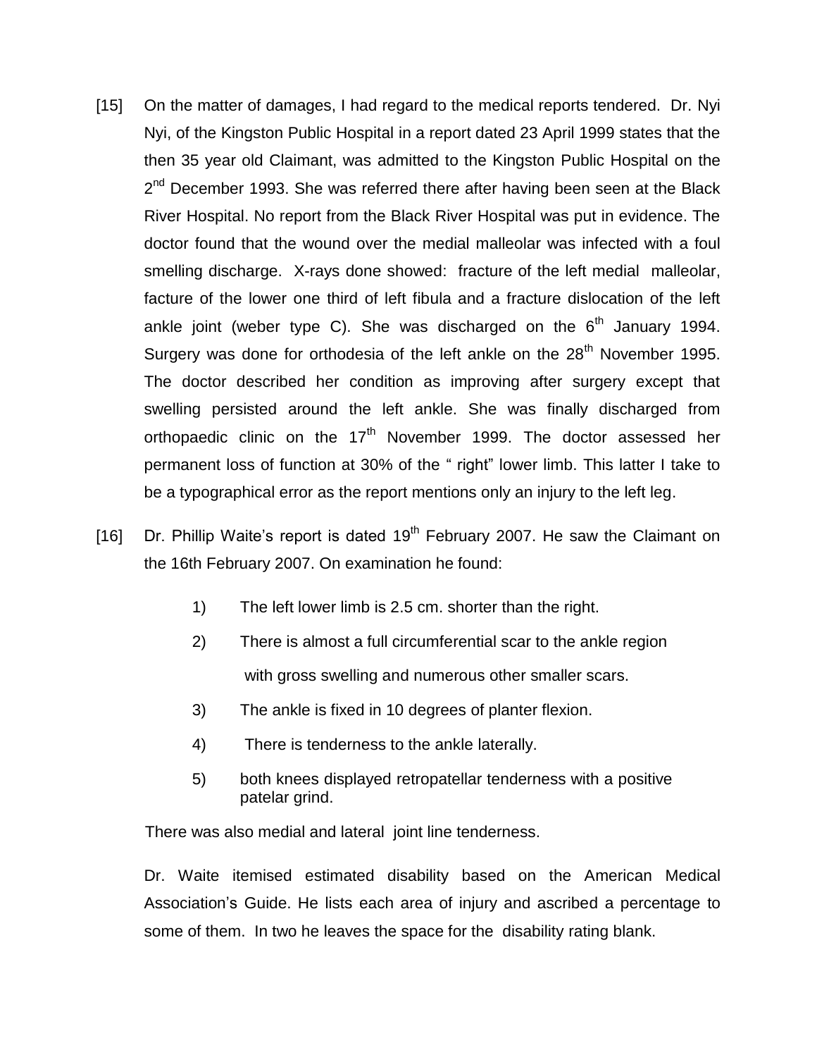[15] On the matter of damages, I had regard to the medical reports tendered. Dr. Nyi Nyi, of the Kingston Public Hospital in a report dated 23 April 1999 states that the then 35 year old Claimant, was admitted to the Kingston Public Hospital on the 2nd December 1993. She was referred there after having been seen at the Black River Hospital. No report from the Black River Hospital was put in evidence. The doctor found that the wound over the medial malleolar was infected with a foul smelling discharge. X-rays done showed: fracture of the left medial malleolar, facture of the lower one third of left fibula and a fracture dislocation of the left ankle joint (weber type C). She was discharged on the 6th January 1994. Surgery was done for orthodesia of the left ankle on the 28th November 1995. The doctor described her condition as improving after surgery except that swelling persisted around the left ankle. She was finally discharged from orthopaedic clinic on the 17th November 1999. The doctor assessed her permanent loss of function at 30% of the " right" lower limb. This latter I take to be a typographical error as the report mentions only an injury to the left leg.

[16] Dr. Phillip Waite's report is dated 19th February 2007. He saw the Claimant on the 16th February 2007. On examination he found:

1) The left lower limb is 2.5 cm. shorter than the right.
2) There is almost a full circumferential scar to the ankle region with gross swelling and numerous other smaller scars.
3) The ankle is fixed in 10 degrees of planter flexion.
4) There is tenderness to the ankle laterally.
5) both knees displayed retropatellar tenderness with a positive patelar grind.

There was also medial and lateral joint line tenderness.

Dr. Waite itemised estimated disability based on the American Medical Association's Guide. He lists each area of injury and ascribed a percentage to some of them. In two he leaves the space for the disability rating blank.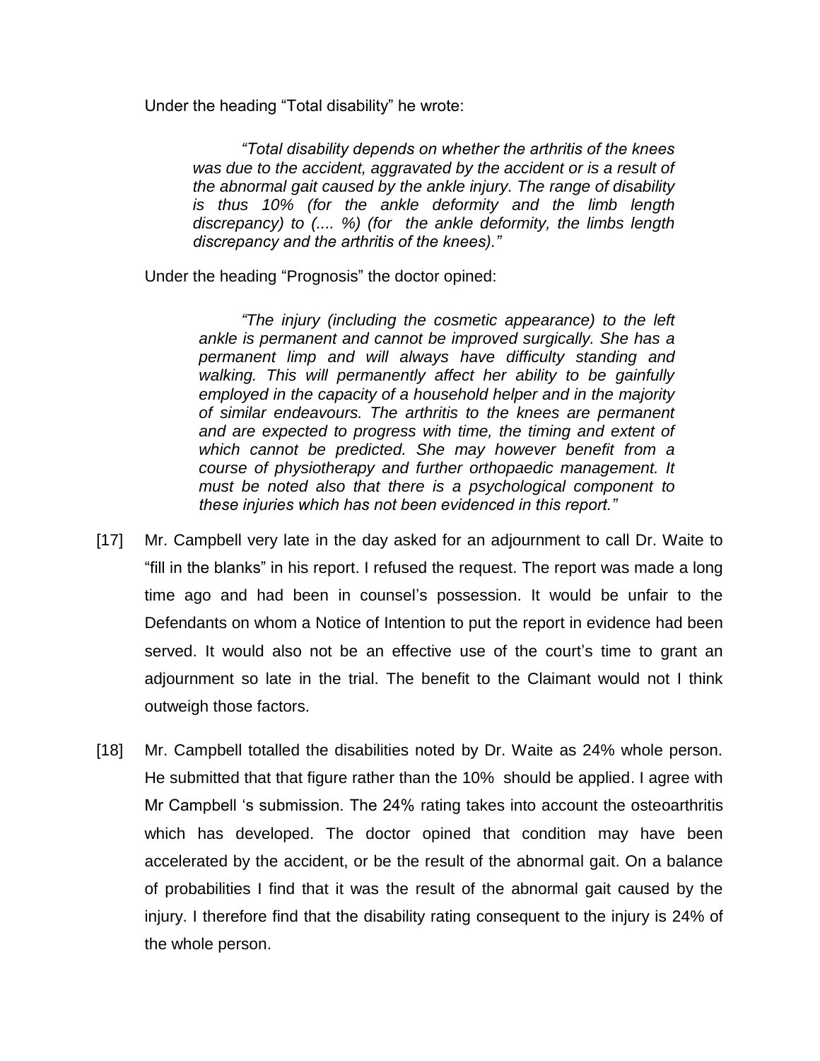Under the heading "Total disability" he wrote:

> *"Total disability depends on whether the arthritis of the knees was due to the accident, aggravated by the accident or is a result of the abnormal gait caused by the ankle injury. The range of disability is thus 10% (for the ankle deformity and the limb length discrepancy) to (.... %) (for the ankle deformity, the limbs length discrepancy and the arthritis of the knees)."*

Under the heading "Prognosis" the doctor opined:

> *"The injury (including the cosmetic appearance) to the left ankle is permanent and cannot be improved surgically. She has a permanent limp and will always have difficulty standing and walking. This will permanently affect her ability to be gainfully employed in the capacity of a household helper and in the majority of similar endeavours. The arthritis to the knees are permanent and are expected to progress with time, the timing and extent of which cannot be predicted. She may however benefit from a course of physiotherapy and further orthopaedic management. It must be noted also that there is a psychological component to these injuries which has not been evidenced in this report."*

[17] Mr. Campbell very late in the day asked for an adjournment to call Dr. Waite to "fill in the blanks" in his report. I refused the request. The report was made a long time ago and had been in counsel's possession. It would be unfair to the Defendants on whom a Notice of Intention to put the report in evidence had been served. It would also not be an effective use of the court's time to grant an adjournment so late in the trial. The benefit to the Claimant would not I think outweigh those factors.

[18] Mr. Campbell totalled the disabilities noted by Dr. Waite as 24% whole person. He submitted that that figure rather than the 10% should be applied. I agree with Mr Campbell 's submission. The 24% rating takes into account the osteoarthritis which has developed. The doctor opined that condition may have been accelerated by the accident, or be the result of the abnormal gait. On a balance of probabilities I find that it was the result of the abnormal gait caused by the injury. I therefore find that the disability rating consequent to the injury is 24% of the whole person.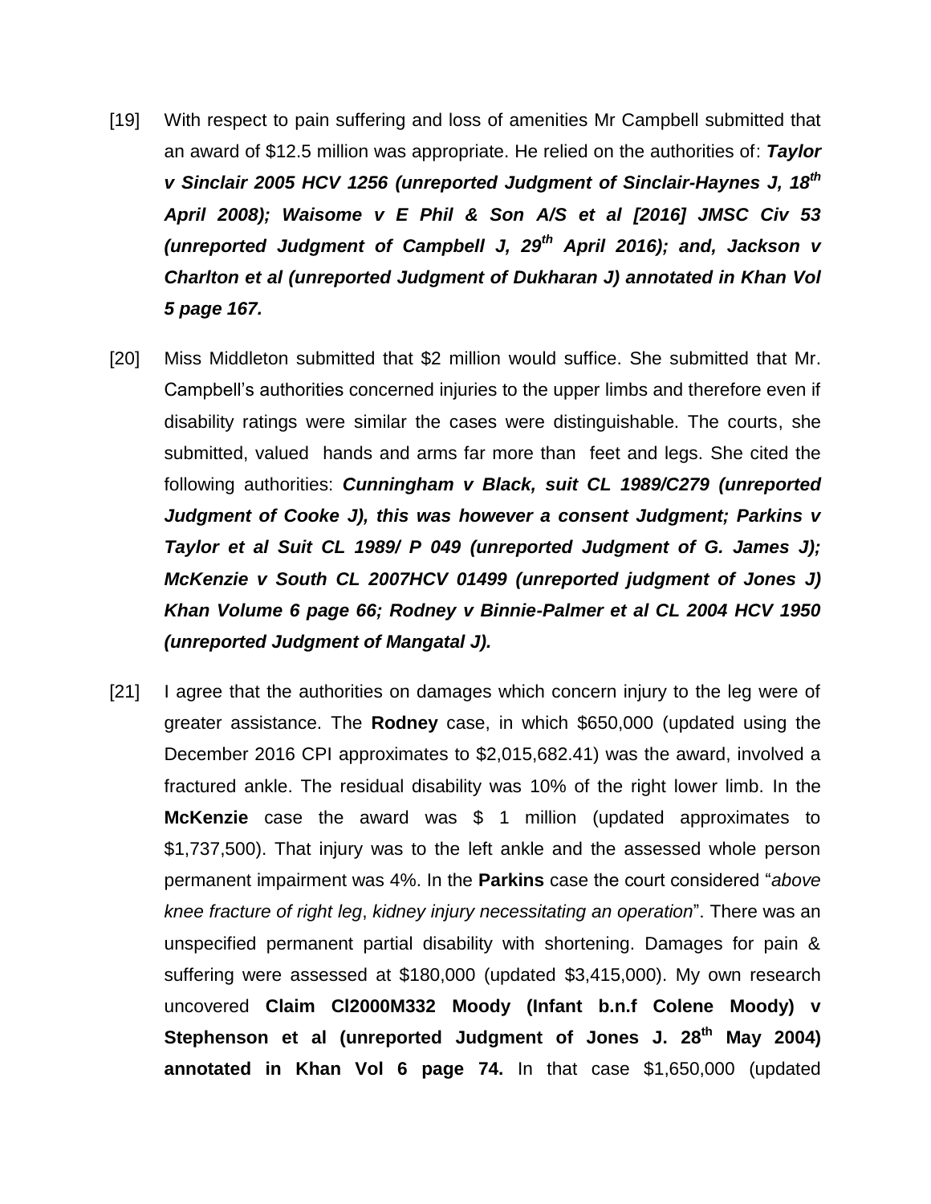[19] With respect to pain suffering and loss of amenities Mr Campbell submitted that an award of $12.5 million was appropriate. He relied on the authorities of: ***Taylor v Sinclair 2005 HCV 1256 (unreported Judgment of Sinclair-Haynes J, 18th April 2008); Waisome v E Phil & Son A/S et al [2016] JMSC Civ 53 (unreported Judgment of Campbell J, 29th April 2016); and, Jackson v Charlton et al (unreported Judgment of Dukharan J) annotated in Khan Vol 5 page 167.***

[20] Miss Middleton submitted that $2 million would suffice. She submitted that Mr. Campbell's authorities concerned injuries to the upper limbs and therefore even if disability ratings were similar the cases were distinguishable. The courts, she submitted, valued hands and arms far more than feet and legs. She cited the following authorities: ***Cunningham v Black, suit CL 1989/C279 (unreported Judgment of Cooke J), this was however a consent Judgment; Parkins v Taylor et al Suit CL 1989/ P 049 (unreported Judgment of G. James J); McKenzie v South CL 2007HCV 01499 (unreported judgment of Jones J) Khan Volume 6 page 66; Rodney v Binnie-Palmer et al CL 2004 HCV 1950 (unreported Judgment of Mangatal J).***

[21] I agree that the authorities on damages which concern injury to the leg were of greater assistance. The **Rodney** case, in which $650,000 (updated using the December 2016 CPI approximates to $2,015,682.41) was the award, involved a fractured ankle. The residual disability was 10% of the right lower limb. In the **McKenzie** case the award was $ 1 million (updated approximates to $1,737,500). That injury was to the left ankle and the assessed whole person permanent impairment was 4%. In the **Parkins** case the court considered "*above knee fracture of right leg*, *kidney injury necessitating an operation*". There was an unspecified permanent partial disability with shortening. Damages for pain & suffering were assessed at $180,000 (updated $3,415,000). My own research uncovered **Claim Cl2000M332 Moody (Infant b.n.f Colene Moody) v Stephenson et al (unreported Judgment of Jones J. 28th May 2004) annotated in Khan Vol 6 page 74.** In that case $1,650,000 (updated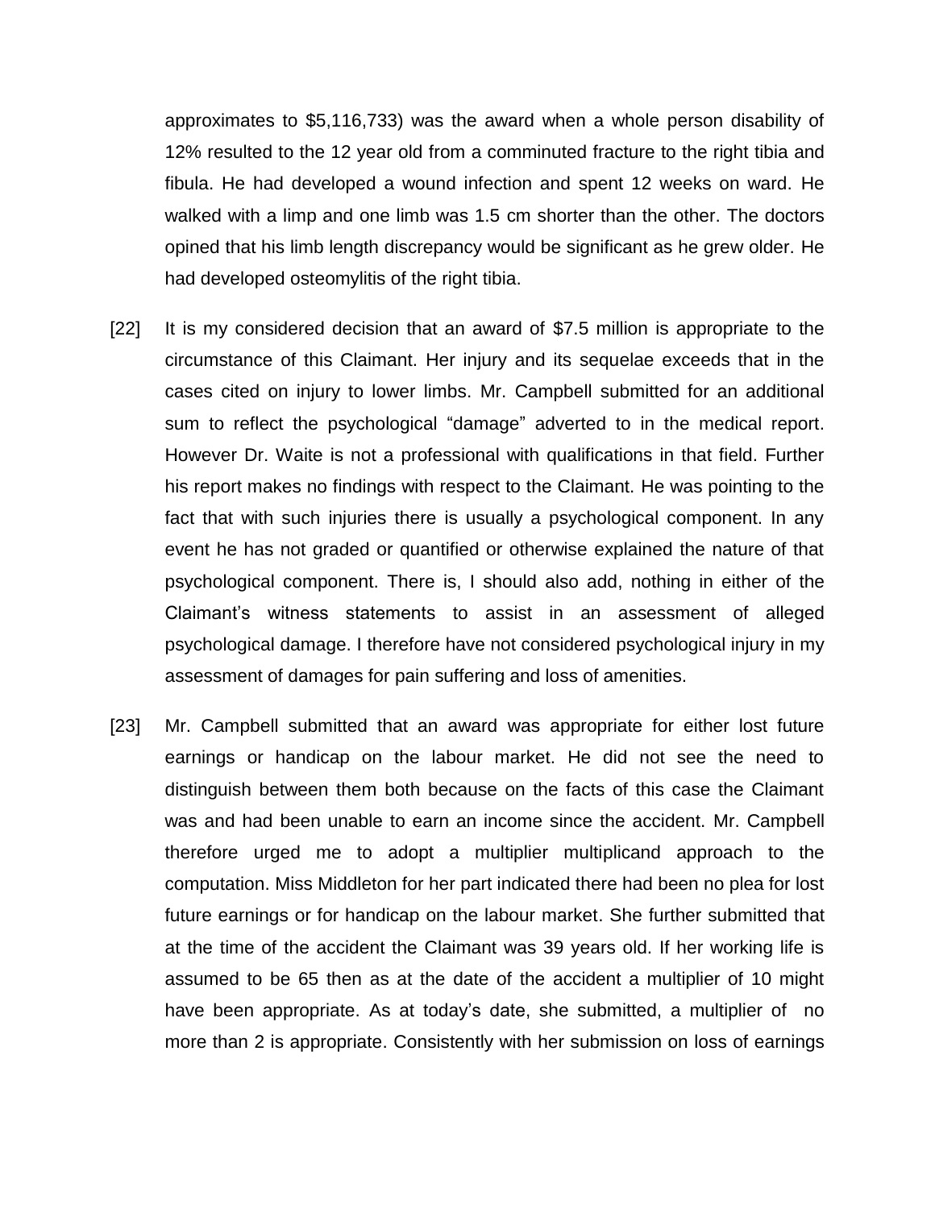approximates to $5,116,733) was the award when a whole person disability of 12% resulted to the 12 year old from a comminuted fracture to the right tibia and fibula. He had developed a wound infection and spent 12 weeks on ward. He walked with a limp and one limb was 1.5 cm shorter than the other. The doctors opined that his limb length discrepancy would be significant as he grew older. He had developed osteomylitis of the right tibia.

[22] It is my considered decision that an award of $7.5 million is appropriate to the circumstance of this Claimant. Her injury and its sequelae exceeds that in the cases cited on injury to lower limbs. Mr. Campbell submitted for an additional sum to reflect the psychological "damage" adverted to in the medical report. However Dr. Waite is not a professional with qualifications in that field. Further his report makes no findings with respect to the Claimant. He was pointing to the fact that with such injuries there is usually a psychological component. In any event he has not graded or quantified or otherwise explained the nature of that psychological component. There is, I should also add, nothing in either of the Claimant's witness statements to assist in an assessment of alleged psychological damage. I therefore have not considered psychological injury in my assessment of damages for pain suffering and loss of amenities.

[23] Mr. Campbell submitted that an award was appropriate for either lost future earnings or handicap on the labour market. He did not see the need to distinguish between them both because on the facts of this case the Claimant was and had been unable to earn an income since the accident. Mr. Campbell therefore urged me to adopt a multiplier multiplicand approach to the computation. Miss Middleton for her part indicated there had been no plea for lost future earnings or for handicap on the labour market. She further submitted that at the time of the accident the Claimant was 39 years old. If her working life is assumed to be 65 then as at the date of the accident a multiplier of 10 might have been appropriate. As at today's date, she submitted, a multiplier of no more than 2 is appropriate. Consistently with her submission on loss of earnings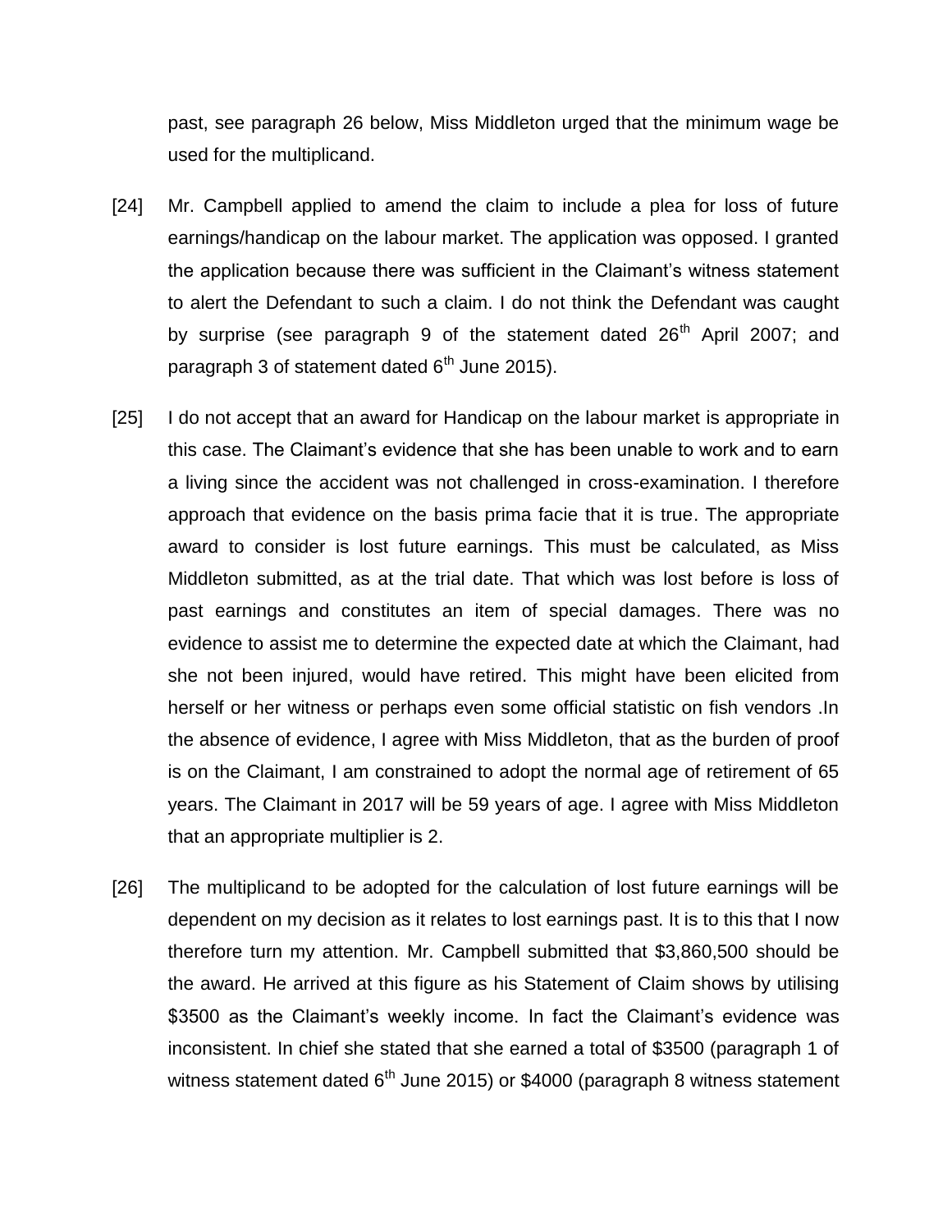past, see paragraph 26 below, Miss Middleton urged that the minimum wage be used for the multiplicand.

[24] Mr. Campbell applied to amend the claim to include a plea for loss of future earnings/handicap on the labour market. The application was opposed. I granted the application because there was sufficient in the Claimant's witness statement to alert the Defendant to such a claim. I do not think the Defendant was caught by surprise (see paragraph 9 of the statement dated 26th April 2007; and paragraph 3 of statement dated 6th June 2015).

[25] I do not accept that an award for Handicap on the labour market is appropriate in this case. The Claimant's evidence that she has been unable to work and to earn a living since the accident was not challenged in cross-examination. I therefore approach that evidence on the basis prima facie that it is true. The appropriate award to consider is lost future earnings. This must be calculated, as Miss Middleton submitted, as at the trial date. That which was lost before is loss of past earnings and constitutes an item of special damages. There was no evidence to assist me to determine the expected date at which the Claimant, had she not been injured, would have retired. This might have been elicited from herself or her witness or perhaps even some official statistic on fish vendors .In the absence of evidence, I agree with Miss Middleton, that as the burden of proof is on the Claimant, I am constrained to adopt the normal age of retirement of 65 years. The Claimant in 2017 will be 59 years of age. I agree with Miss Middleton that an appropriate multiplier is 2.

[26] The multiplicand to be adopted for the calculation of lost future earnings will be dependent on my decision as it relates to lost earnings past. It is to this that I now therefore turn my attention. Mr. Campbell submitted that $3,860,500 should be the award. He arrived at this figure as his Statement of Claim shows by utilising $3500 as the Claimant's weekly income. In fact the Claimant's evidence was inconsistent. In chief she stated that she earned a total of $3500 (paragraph 1 of witness statement dated 6th June 2015) or $4000 (paragraph 8 witness statement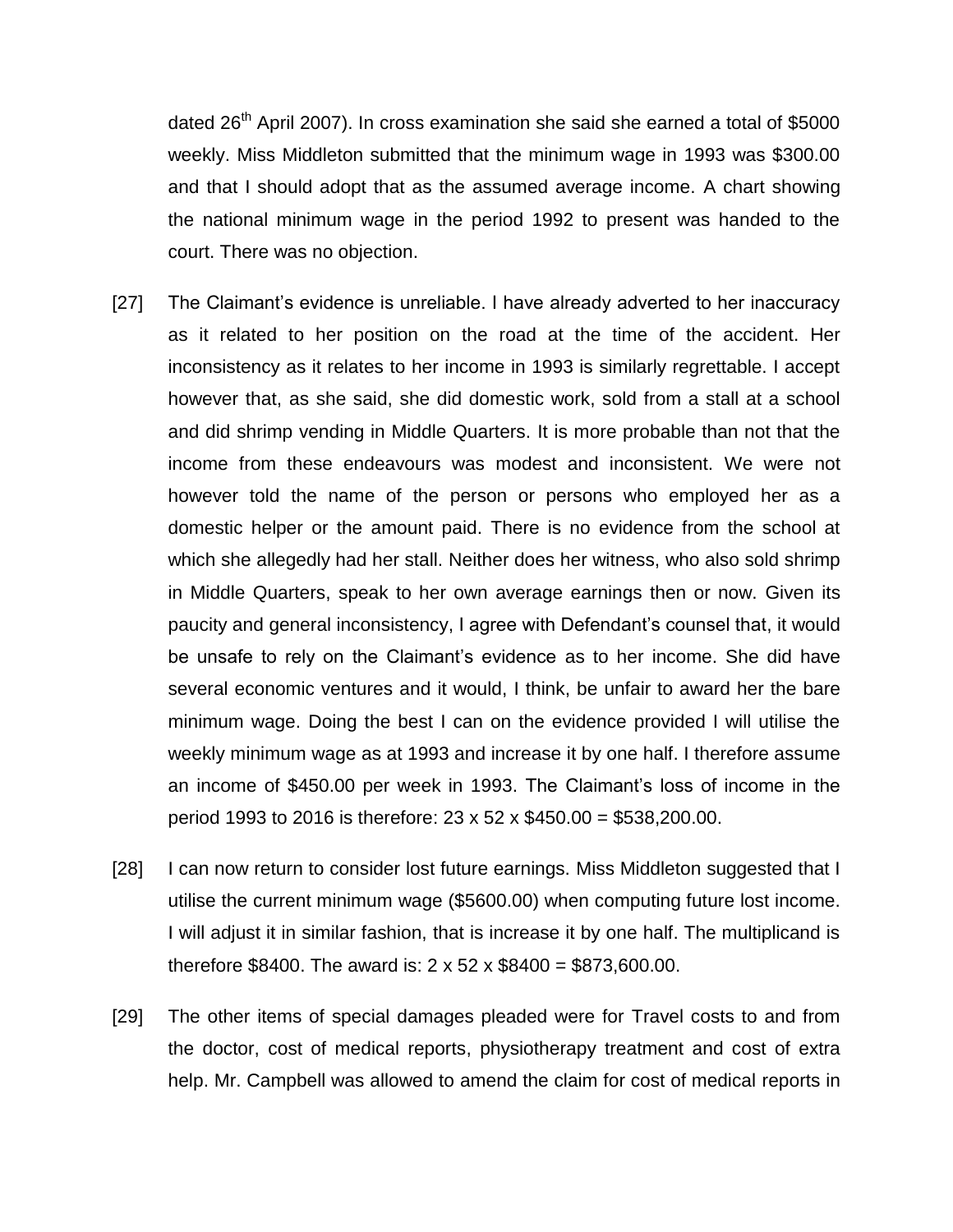dated 26th April 2007). In cross examination she said she earned a total of $5000 weekly. Miss Middleton submitted that the minimum wage in 1993 was $300.00 and that I should adopt that as the assumed average income. A chart showing the national minimum wage in the period 1992 to present was handed to the court. There was no objection.

[27] The Claimant's evidence is unreliable. I have already adverted to her inaccuracy as it related to her position on the road at the time of the accident. Her inconsistency as it relates to her income in 1993 is similarly regrettable. I accept however that, as she said, she did domestic work, sold from a stall at a school and did shrimp vending in Middle Quarters. It is more probable than not that the income from these endeavours was modest and inconsistent. We were not however told the name of the person or persons who employed her as a domestic helper or the amount paid. There is no evidence from the school at which she allegedly had her stall. Neither does her witness, who also sold shrimp in Middle Quarters, speak to her own average earnings then or now. Given its paucity and general inconsistency, I agree with Defendant's counsel that, it would be unsafe to rely on the Claimant's evidence as to her income. She did have several economic ventures and it would, I think, be unfair to award her the bare minimum wage. Doing the best I can on the evidence provided I will utilise the weekly minimum wage as at 1993 and increase it by one half. I therefore assume an income of $450.00 per week in 1993. The Claimant's loss of income in the period 1993 to 2016 is therefore: 23 x 52 x $450.00 = $538,200.00.

[28] I can now return to consider lost future earnings. Miss Middleton suggested that I utilise the current minimum wage ($5600.00) when computing future lost income. I will adjust it in similar fashion, that is increase it by one half. The multiplicand is therefore $8400. The award is: 2 x 52 x $8400 = $873,600.00.

[29] The other items of special damages pleaded were for Travel costs to and from the doctor, cost of medical reports, physiotherapy treatment and cost of extra help. Mr. Campbell was allowed to amend the claim for cost of medical reports in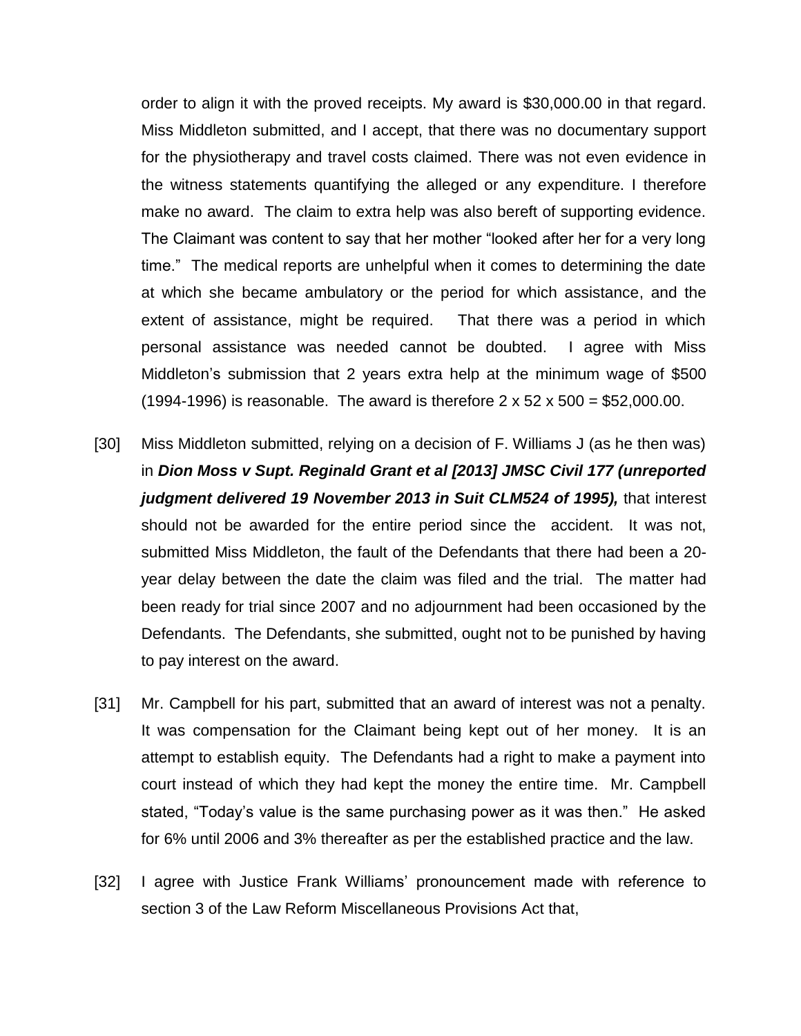order to align it with the proved receipts. My award is $30,000.00 in that regard. Miss Middleton submitted, and I accept, that there was no documentary support for the physiotherapy and travel costs claimed. There was not even evidence in the witness statements quantifying the alleged or any expenditure. I therefore make no award. The claim to extra help was also bereft of supporting evidence. The Claimant was content to say that her mother "looked after her for a very long time." The medical reports are unhelpful when it comes to determining the date at which she became ambulatory or the period for which assistance, and the extent of assistance, might be required. That there was a period in which personal assistance was needed cannot be doubted. I agree with Miss Middleton's submission that 2 years extra help at the minimum wage of $500 (1994-1996) is reasonable. The award is therefore 2 x 52 x 500 = $52,000.00.

[30] Miss Middleton submitted, relying on a decision of F. Williams J (as he then was) in ***Dion Moss v Supt. Reginald Grant et al [2013] JMSC Civil 177 (unreported judgment delivered 19 November 2013 in Suit CLM524 of 1995),*** that interest should not be awarded for the entire period since the accident. It was not, submitted Miss Middleton, the fault of the Defendants that there had been a 20-year delay between the date the claim was filed and the trial. The matter had been ready for trial since 2007 and no adjournment had been occasioned by the Defendants. The Defendants, she submitted, ought not to be punished by having to pay interest on the award.

[31] Mr. Campbell for his part, submitted that an award of interest was not a penalty. It was compensation for the Claimant being kept out of her money. It is an attempt to establish equity. The Defendants had a right to make a payment into court instead of which they had kept the money the entire time. Mr. Campbell stated, "Today's value is the same purchasing power as it was then." He asked for 6% until 2006 and 3% thereafter as per the established practice and the law.

[32] I agree with Justice Frank Williams' pronouncement made with reference to section 3 of the Law Reform Miscellaneous Provisions Act that,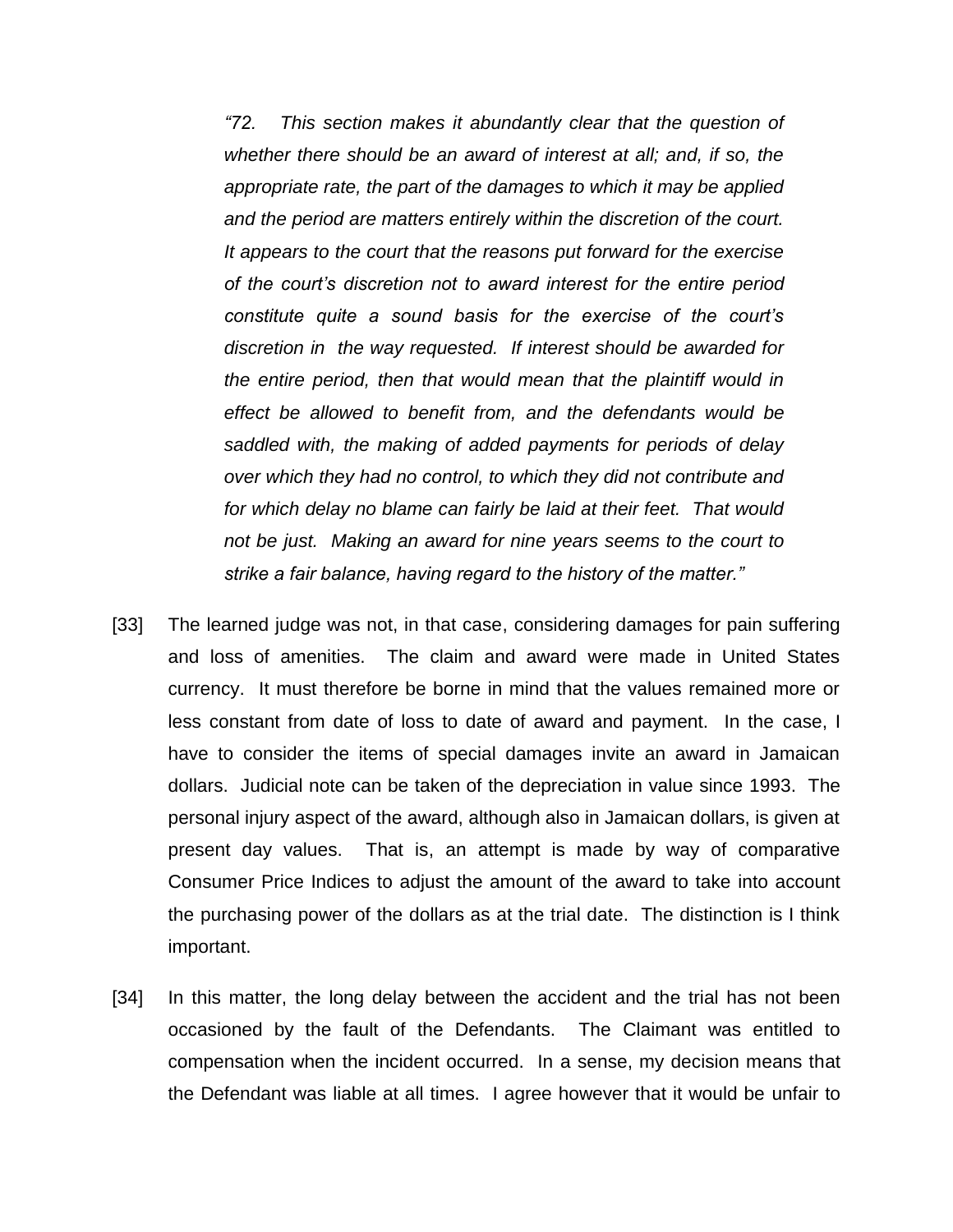> *"72. This section makes it abundantly clear that the question of whether there should be an award of interest at all; and, if so, the appropriate rate, the part of the damages to which it may be applied and the period are matters entirely within the discretion of the court. It appears to the court that the reasons put forward for the exercise of the court's discretion not to award interest for the entire period constitute quite a sound basis for the exercise of the court's discretion in the way requested. If interest should be awarded for the entire period, then that would mean that the plaintiff would in effect be allowed to benefit from, and the defendants would be saddled with, the making of added payments for periods of delay over which they had no control, to which they did not contribute and for which delay no blame can fairly be laid at their feet. That would not be just. Making an award for nine years seems to the court to strike a fair balance, having regard to the history of the matter."*

[33] The learned judge was not, in that case, considering damages for pain suffering and loss of amenities. The claim and award were made in United States currency. It must therefore be borne in mind that the values remained more or less constant from date of loss to date of award and payment. In the case, I have to consider the items of special damages invite an award in Jamaican dollars. Judicial note can be taken of the depreciation in value since 1993. The personal injury aspect of the award, although also in Jamaican dollars, is given at present day values. That is, an attempt is made by way of comparative Consumer Price Indices to adjust the amount of the award to take into account the purchasing power of the dollars as at the trial date. The distinction is I think important.

[34] In this matter, the long delay between the accident and the trial has not been occasioned by the fault of the Defendants. The Claimant was entitled to compensation when the incident occurred. In a sense, my decision means that the Defendant was liable at all times. I agree however that it would be unfair to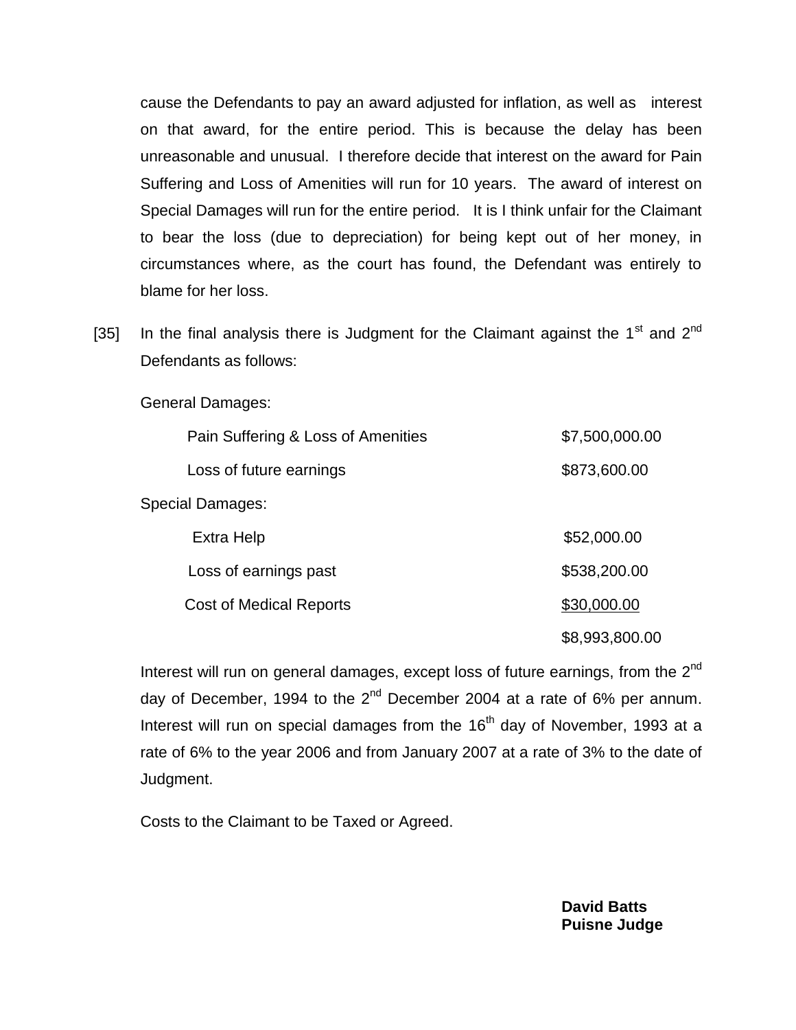cause the Defendants to pay an award adjusted for inflation, as well as interest on that award, for the entire period. This is because the delay has been unreasonable and unusual. I therefore decide that interest on the award for Pain Suffering and Loss of Amenities will run for 10 years. The award of interest on Special Damages will run for the entire period. It is I think unfair for the Claimant to bear the loss (due to depreciation) for being kept out of her money, in circumstances where, as the court has found, the Defendant was entirely to blame for her loss.

[35] In the final analysis there is Judgment for the Claimant against the 1st and 2nd Defendants as follows:

| | |
|---|---|
| General Damages: | |
| Pain Suffering & Loss of Amenities | $7,500,000.00 |
| Loss of future earnings | $873,600.00 |
| Special Damages: | |
| Extra Help | $52,000.00 |
| Loss of earnings past | $538,200.00 |
| Cost of Medical Reports | $30,000.00 |
| | $8,993,800.00 |

Interest will run on general damages, except loss of future earnings, from the 2nd day of December, 1994 to the 2nd December 2004 at a rate of 6% per annum. Interest will run on special damages from the 16th day of November, 1993 at a rate of 6% to the year 2006 and from January 2007 at a rate of 3% to the date of Judgment.

Costs to the Claimant to be Taxed or Agreed.

**David Batts**
**Puisne Judge**